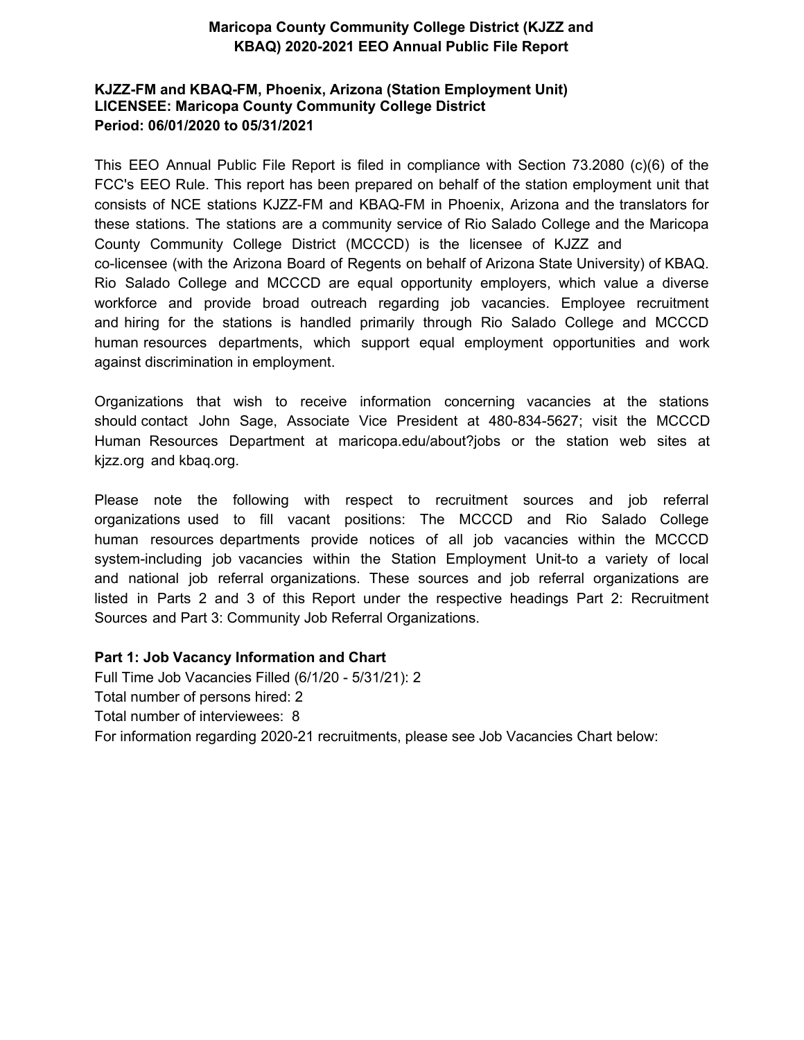# Maricopa County Community College District (KJZZ and KBAQ) 2020-2021 EEO Annual Public File Report

**KJZZ-FM and KBAQ-FM, Phoenix, Arizona (Station Employment Unit)**
**LICENSEE: Maricopa County Community College District**
**Period: 06/01/2020 to 05/31/2021**

This EEO Annual Public File Report is filed in compliance with Section 73.2080 (c)(6) of the FCC's EEO Rule. This report has been prepared on behalf of the station employment unit that consists of NCE stations KJZZ-FM and KBAQ-FM in Phoenix, Arizona and the translators for these stations. The stations are a community service of Rio Salado College and the Maricopa County Community College District (MCCCD) is the licensee of KJZZ and co-licensee (with the Arizona Board of Regents on behalf of Arizona State University) of KBAQ. Rio Salado College and MCCCD are equal opportunity employers, which value a diverse workforce and provide broad outreach regarding job vacancies. Employee recruitment and hiring for the stations is handled primarily through Rio Salado College and MCCCD human resources departments, which support equal employment opportunities and work against discrimination in employment.

Organizations that wish to receive information concerning vacancies at the stations should contact John Sage, Associate Vice President at 480-834-5627; visit the MCCCD Human Resources Department at maricopa.edu/about?jobs or the station web sites at kjzz.org and kbaq.org.

Please note the following with respect to recruitment sources and job referral organizations used to fill vacant positions: The MCCCD and Rio Salado College human resources departments provide notices of all job vacancies within the MCCCD system-including job vacancies within the Station Employment Unit-to a variety of local and national job referral organizations. These sources and job referral organizations are listed in Parts 2 and 3 of this Report under the respective headings Part 2: Recruitment Sources and Part 3: Community Job Referral Organizations.

**Part 1: Job Vacancy Information and Chart**

Full Time Job Vacancies Filled (6/1/20 - 5/31/21): 2
Total number of persons hired: 2
Total number of interviewees: 8
For information regarding 2020-21 recruitments, please see Job Vacancies Chart below: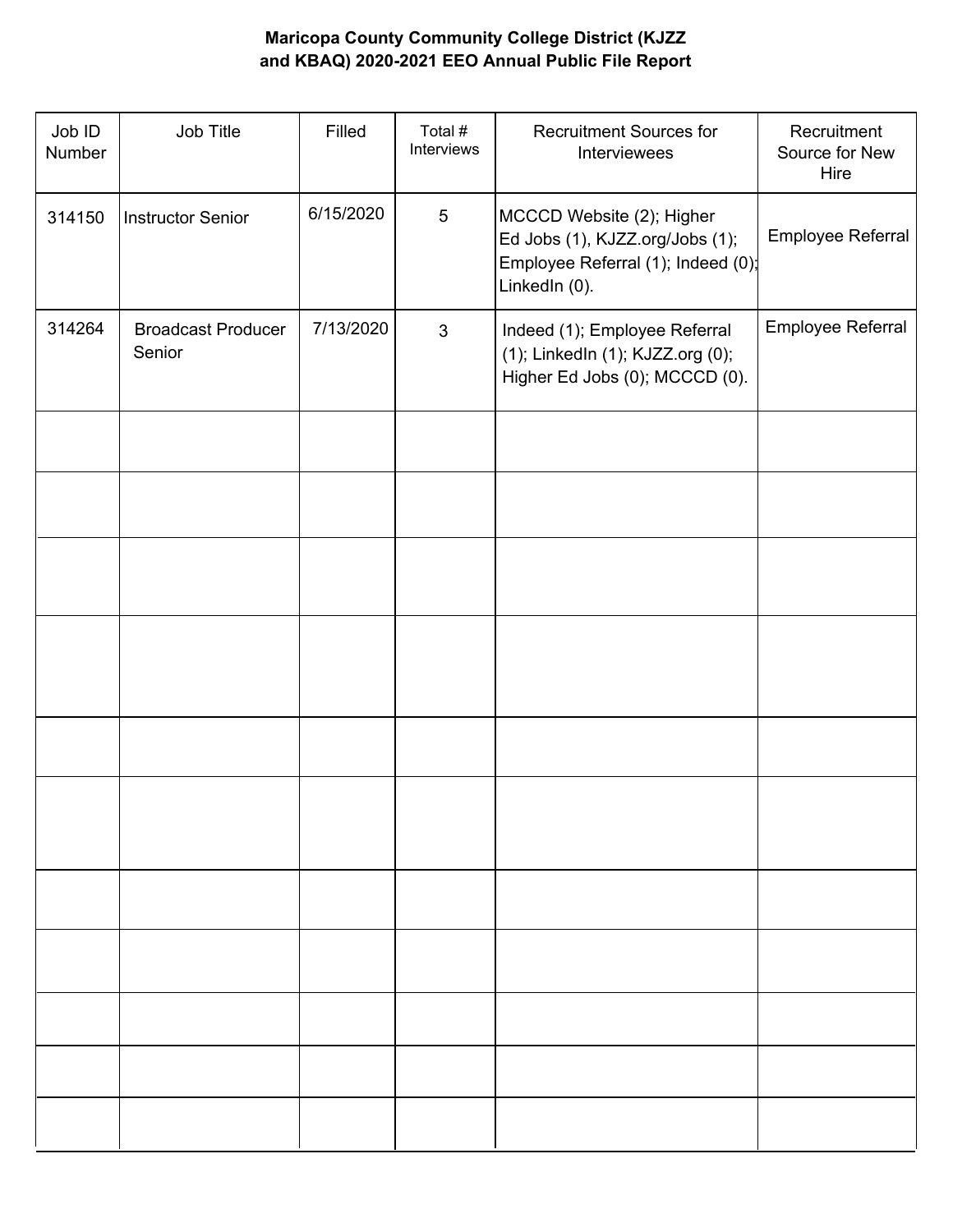**Maricopa County Community College District (KJZZ and KBAQ) 2020-2021 EEO Annual Public File Report**

| Job ID Number | Job Title | Filled | Total # Interviews | Recruitment Sources for Interviewees | Recruitment Source for New Hire |
|---|---|---|---|---|---|
| 314150 | Instructor Senior | 6/15/2020 | 5 | MCCCD Website (2); Higher Ed Jobs (1), KJZZ.org/Jobs (1); Employee Referral (1); Indeed (0); LinkedIn (0). | Employee Referral |
| 314264 | Broadcast Producer Senior | 7/13/2020 | 3 | Indeed (1); Employee Referral (1); LinkedIn (1); KJZZ.org (0); Higher Ed Jobs (0); MCCCD (0). | Employee Referral |
| | | | | | |
| | | | | | |
| | | | | | |
| | | | | | |
| | | | | | |
| | | | | | |
| | | | | | |
| | | | | | |
| | | | | | |
| | | | | | |
| | | | | | |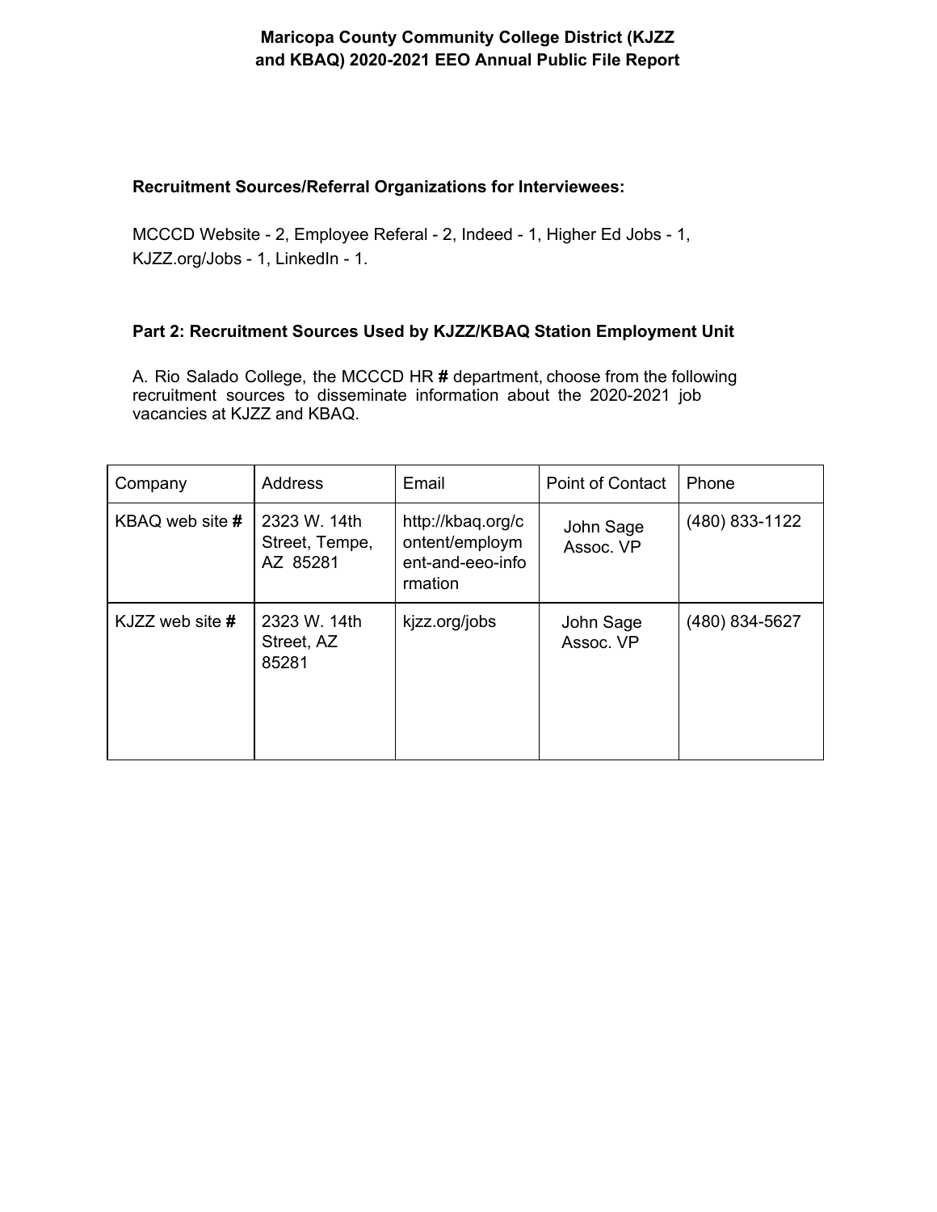**Maricopa County Community College District (KJZZ and KBAQ) 2020-2021 EEO Annual Public File Report**

**Recruitment Sources/Referral Organizations for Interviewees:**

MCCCD Website - 2, Employee Referal - 2, Indeed - 1, Higher Ed Jobs - 1, KJZZ.org/Jobs - 1, LinkedIn - 1.

**Part 2: Recruitment Sources Used by KJZZ/KBAQ Station Employment Unit**

A. Rio Salado College, the MCCCD HR **#** department, choose from the following recruitment sources to disseminate information about the 2020-2021 job vacancies at KJZZ and KBAQ.

| Company | Address | Email | Point of Contact | Phone |
|---|---|---|---|---|
| KBAQ web site **#** | 2323 W. 14th Street, Tempe, AZ 85281 | http://kbaq.org/content/employment-and-eeo-information | John Sage Assoc. VP | (480) 833-1122 |
| KJZZ web site **#** | 2323 W. 14th Street, AZ 85281 | kjzz.org/jobs | John Sage Assoc. VP | (480) 834-5627 |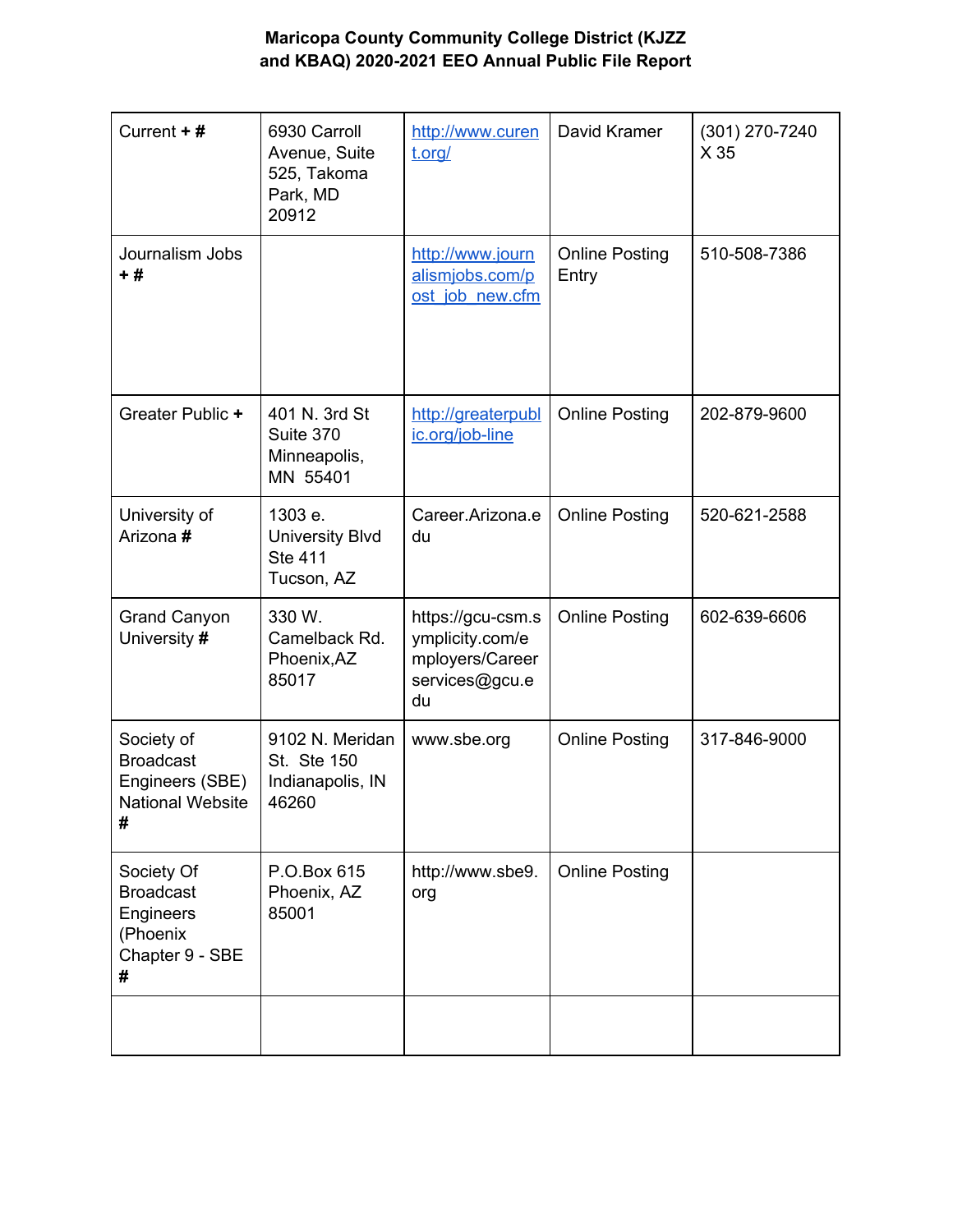# Maricopa County Community College District (KJZZ and KBAQ) 2020-2021 EEO Annual Public File Report

| | | | | |
|---|---|---|---|---|
| Current **+ #** | 6930 Carroll Avenue, Suite 525, Takoma Park, MD 20912 | http://www.current.org/ | David Kramer | (301) 270-7240 X 35 |
| Journalism Jobs **+ #** | | http://www.journalismjobs.com/post_job_new.cfm | Online Posting Entry | 510-508-7386 |
| Greater Public **+** | 401 N. 3rd St Suite 370 Minneapolis, MN 55401 | http://greaterpublic.org/job-line | Online Posting | 202-879-9600 |
| University of Arizona **#** | 1303 e. University Blvd Ste 411 Tucson, AZ | Career.Arizona.edu | Online Posting | 520-621-2588 |
| Grand Canyon University **#** | 330 W. Camelback Rd. Phoenix,AZ 85017 | https://gcu-csm.symplicity.com/employers/Careerservices@gcu.edu | Online Posting | 602-639-6606 |
| Society of Broadcast Engineers (SBE) National Website **#** | 9102 N. Meridan St. Ste 150 Indianapolis, IN 46260 | www.sbe.org | Online Posting | 317-846-9000 |
| Society Of Broadcast Engineers (Phoenix Chapter 9 - SBE **#** | P.O.Box 615 Phoenix, AZ 85001 | http://www.sbe9.org | Online Posting | |
| | | | | |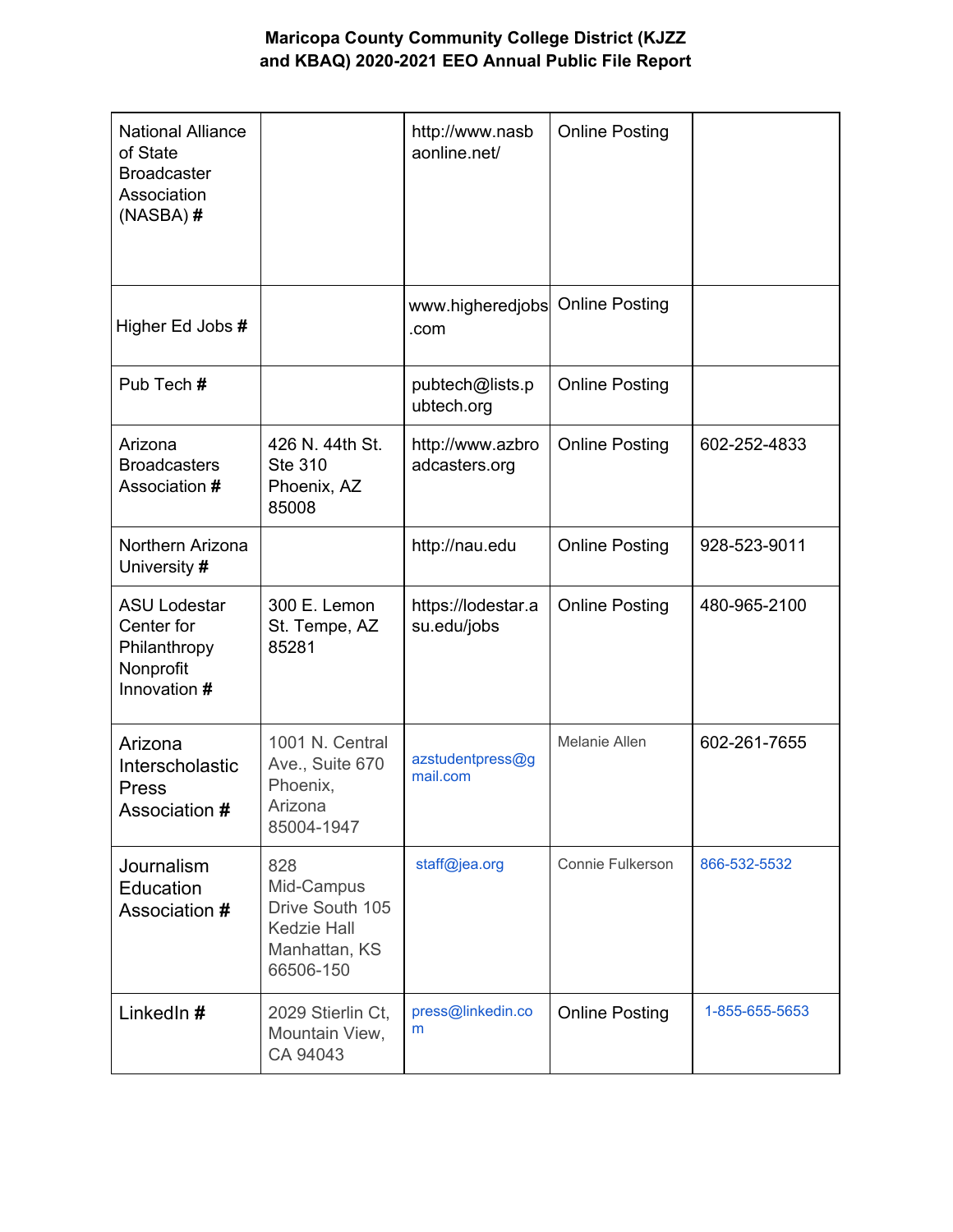# Maricopa County Community College District (KJZZ and KBAQ) 2020-2021 EEO Annual Public File Report

| | | | | |
|---|---|---|---|---|
| National Alliance of State Broadcaster Association (NASBA) **#** | | http://www.nasbaonline.net/ | Online Posting | |
| Higher Ed Jobs **#** | | www.higheredjobs.com | Online Posting | |
| Pub Tech **#** | | pubtech@lists.pubtech.org | Online Posting | |
| Arizona Broadcasters Association **#** | 426 N. 44th St. Ste 310 Phoenix, AZ 85008 | http://www.azbroadcasters.org | Online Posting | 602-252-4833 |
| Northern Arizona University **#** | | http://nau.edu | Online Posting | 928-523-9011 |
| ASU Lodestar Center for Philanthropy Nonprofit Innovation **#** | 300 E. Lemon St. Tempe, AZ 85281 | https://lodestar.asu.edu/jobs | Online Posting | 480-965-2100 |
| Arizona Interscholastic Press Association **#** | 1001 N. Central Ave., Suite 670 Phoenix, Arizona 85004-1947 | azstudentpress@gmail.com | Melanie Allen | 602-261-7655 |
| Journalism Education Association **#** | 828 Mid-Campus Drive South 105 Kedzie Hall Manhattan, KS 66506-150 | staff@jea.org | Connie Fulkerson | 866-532-5532 |
| LinkedIn **#** | 2029 Stierlin Ct, Mountain View, CA 94043 | press@linkedin.com | Online Posting | 1-855-655-5653 |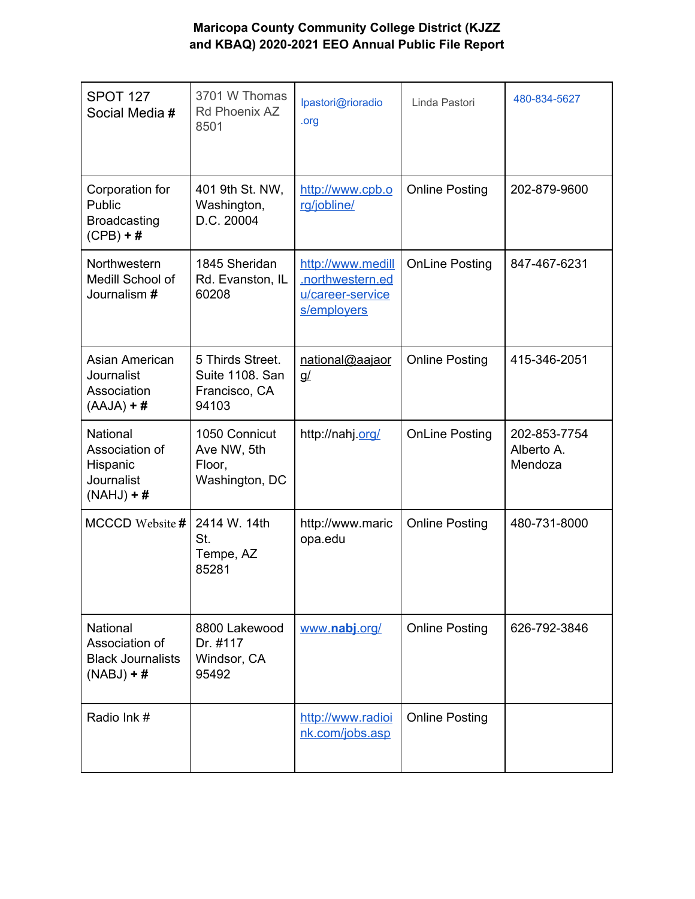**Maricopa County Community College District (KJZZ and KBAQ) 2020-2021 EEO Annual Public File Report**

| | | | | |
|---|---|---|---|---|
| SPOT 127 Social Media **#** | 3701 W Thomas Rd Phoenix AZ 8501 | lpastori@rioradio.org | Linda Pastori | 480-834-5627 |
| Corporation for Public Broadcasting (CPB) **+ #** | 401 9th St. NW, Washington, D.C. 20004 | http://www.cpb.org/jobline/ | Online Posting | 202-879-9600 |
| Northwestern Medill School of Journalism **#** | 1845 Sheridan Rd. Evanston, IL 60208 | http://www.medill.northwestern.edu/career-services/employers | OnLine Posting | 847-467-6231 |
| Asian American Journalist Association (AAJA) **+ #** | 5 Thirds Street. Suite 1108. San Francisco, CA 94103 | national@aajaorg/ | Online Posting | 415-346-2051 |
| National Association of Hispanic Journalist (NAHJ) **+ #** | 1050 Connicut Ave NW, 5th Floor, Washington, DC | http://nahj.org/ | OnLine Posting | 202-853-7754 Alberto A. Mendoza |
| MCCCD Website **#** | 2414 W. 14th St. Tempe, AZ 85281 | http://www.maricopa.edu | Online Posting | 480-731-8000 |
| National Association of Black Journalists (NABJ) **+ #** | 8800 Lakewood Dr. #117 Windsor, CA 95492 | www.**nabj**.org/ | Online Posting | 626-792-3846 |
| Radio Ink # | | http://www.radioink.com/jobs.asp | Online Posting | |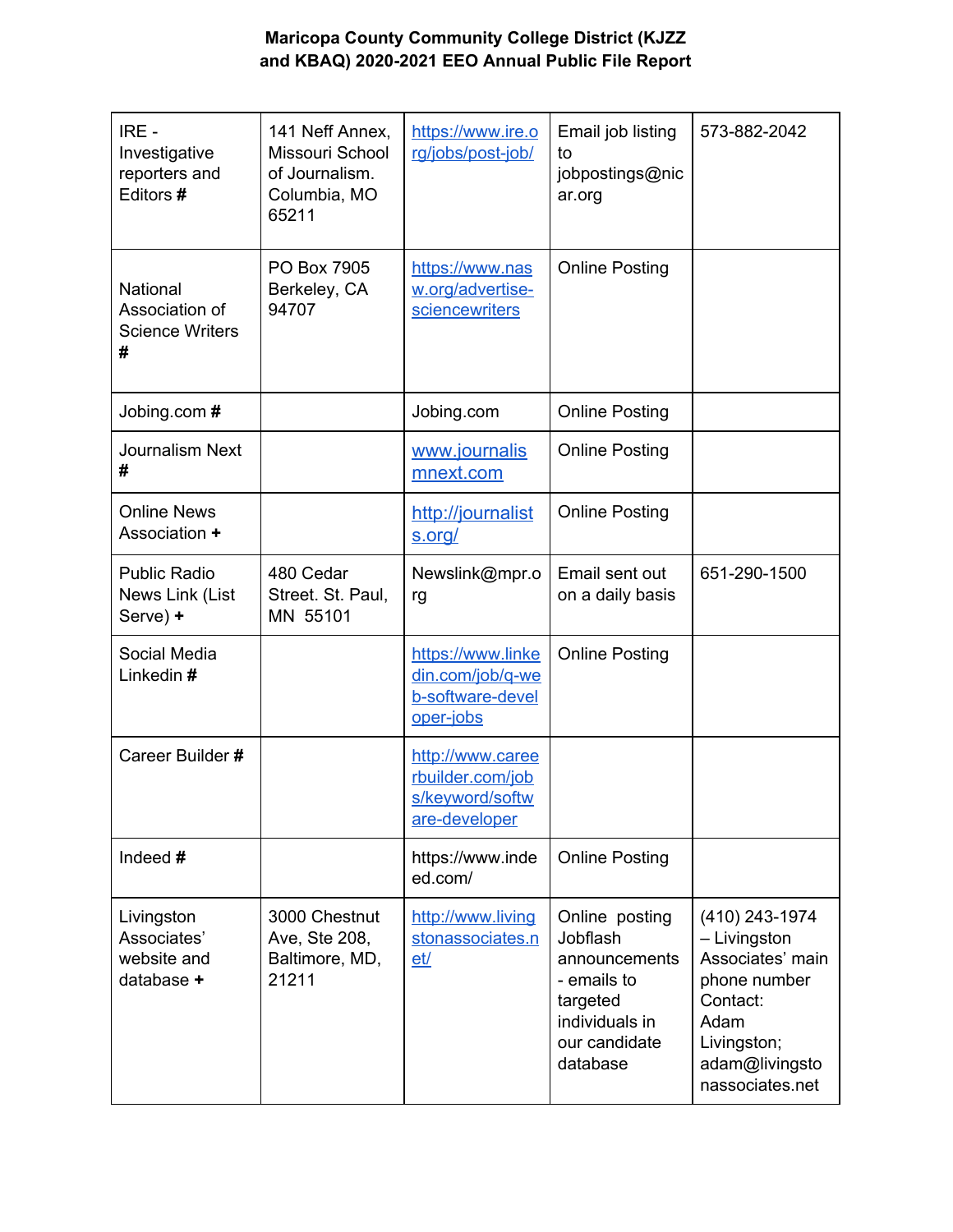**Maricopa County Community College District (KJZZ and KBAQ) 2020-2021 EEO Annual Public File Report**

| | | | | |
|---|---|---|---|---|
| IRE - Investigative reporters and Editors **#** | 141 Neff Annex, Missouri School of Journalism. Columbia, MO 65211 | https://www.ire.org/jobs/post-job/ | Email job listing to jobpostings@nicar.org | 573-882-2042 |
| National Association of Science Writers **#** | PO Box 7905 Berkeley, CA 94707 | https://www.nasw.org/advertise-sciencewriters | Online Posting | |
| Jobing.com **#** | | Jobing.com | Online Posting | |
| Journalism Next **#** | | www.journalismnext.com | Online Posting | |
| Online News Association **+** | | http://journalists.org/ | Online Posting | |
| Public Radio News Link (List Serve) **+** | 480 Cedar Street. St. Paul, MN 55101 | Newslink@mpr.org | Email sent out on a daily basis | 651-290-1500 |
| Social Media Linkedin **#** | | https://www.linkedin.com/job/q-web-software-developer-jobs | Online Posting | |
| Career Builder **#** | | http://www.careerbuilder.com/jobs/keyword/software-developer | | |
| Indeed **#** | | https://www.indeed.com/ | Online Posting | |
| Livingston Associates' website and database **+** | 3000 Chestnut Ave, Ste 208, Baltimore, MD, 21211 | http://www.livingstonassociates.net/ | Online posting Jobflash announcements - emails to targeted individuals in our candidate database | (410) 243-1974 – Livingston Associates' main phone number Contact: Adam Livingston; adam@livingstonassociates.net |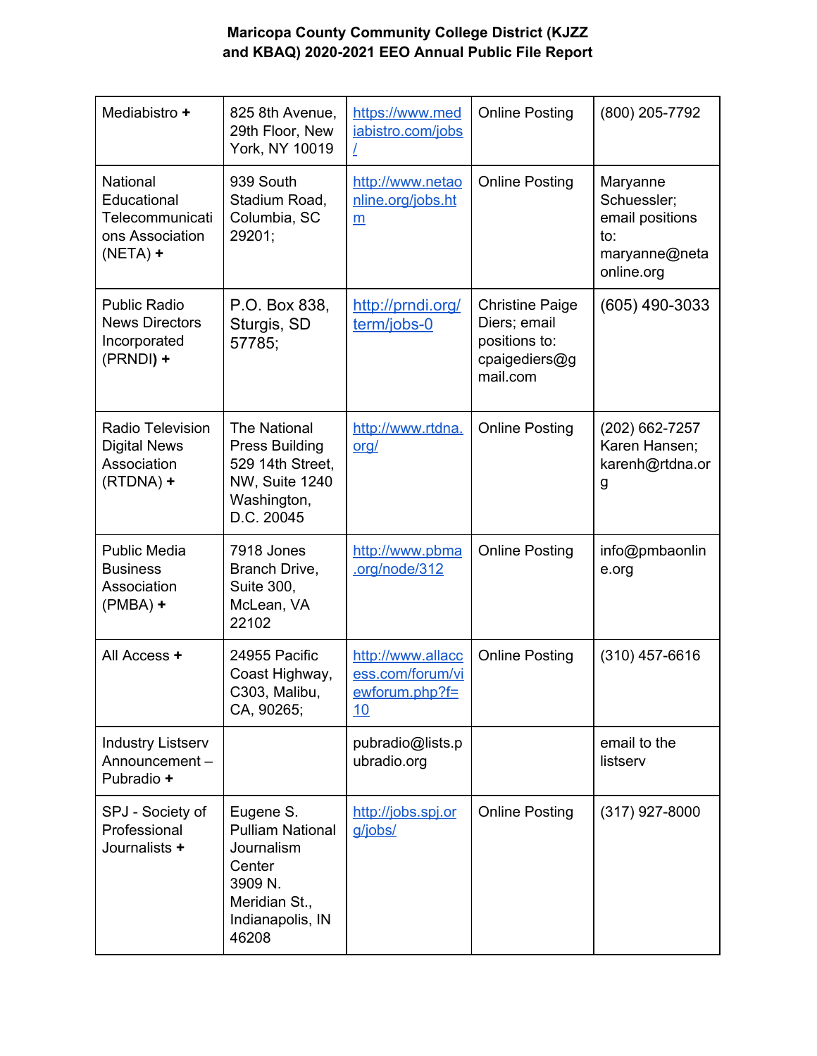Maricopa County Community College District (KJZZ and KBAQ) 2020-2021 EEO Annual Public File Report

| | | | | |
|---|---|---|---|---|
| Mediabistro **+** | 825 8th Avenue, 29th Floor, New York, NY 10019 | https://www.mediabistro.com/jobs/ | Online Posting | (800) 205-7792 |
| National Educational Telecommunications Association (NETA) **+** | 939 South Stadium Road, Columbia, SC 29201; | http://www.netaonline.org/jobs.htm | Online Posting | Maryanne Schuessler; email positions to: maryanne@netaonline.org |
| Public Radio News Directors Incorporated (PRNDI**)** **+** | P.O. Box 838, Sturgis, SD 57785; | http://prndi.org/term/jobs-0 | Christine Paige Diers; email positions to: cpaigediers@gmail.com | (605) 490-3033 |
| Radio Television Digital News Association (RTDNA) **+** | The National Press Building 529 14th Street, NW, Suite 1240 Washington, D.C. 20045 | http://www.rtdna.org/ | Online Posting | (202) 662-7257 Karen Hansen; karenh@rtdna.org |
| Public Media Business Association (PMBA) **+** | 7918 Jones Branch Drive, Suite 300, McLean, VA 22102 | http://www.pbma.org/node/312 | Online Posting | info@pmbaonline.org |
| All Access **+** | 24955 Pacific Coast Highway, C303, Malibu, CA, 90265; | http://www.allaccess.com/forum/viewforum.php?f=10 | Online Posting | (310) 457-6616 |
| Industry Listserv Announcement – Pubradio **+** | | pubradio@lists.pubradio.org | | email to the listserv |
| SPJ - Society of Professional Journalists **+** | Eugene S. Pulliam National Journalism Center 3909 N. Meridian St., Indianapolis, IN 46208 | http://jobs.spj.org/jobs/ | Online Posting | (317) 927-8000 |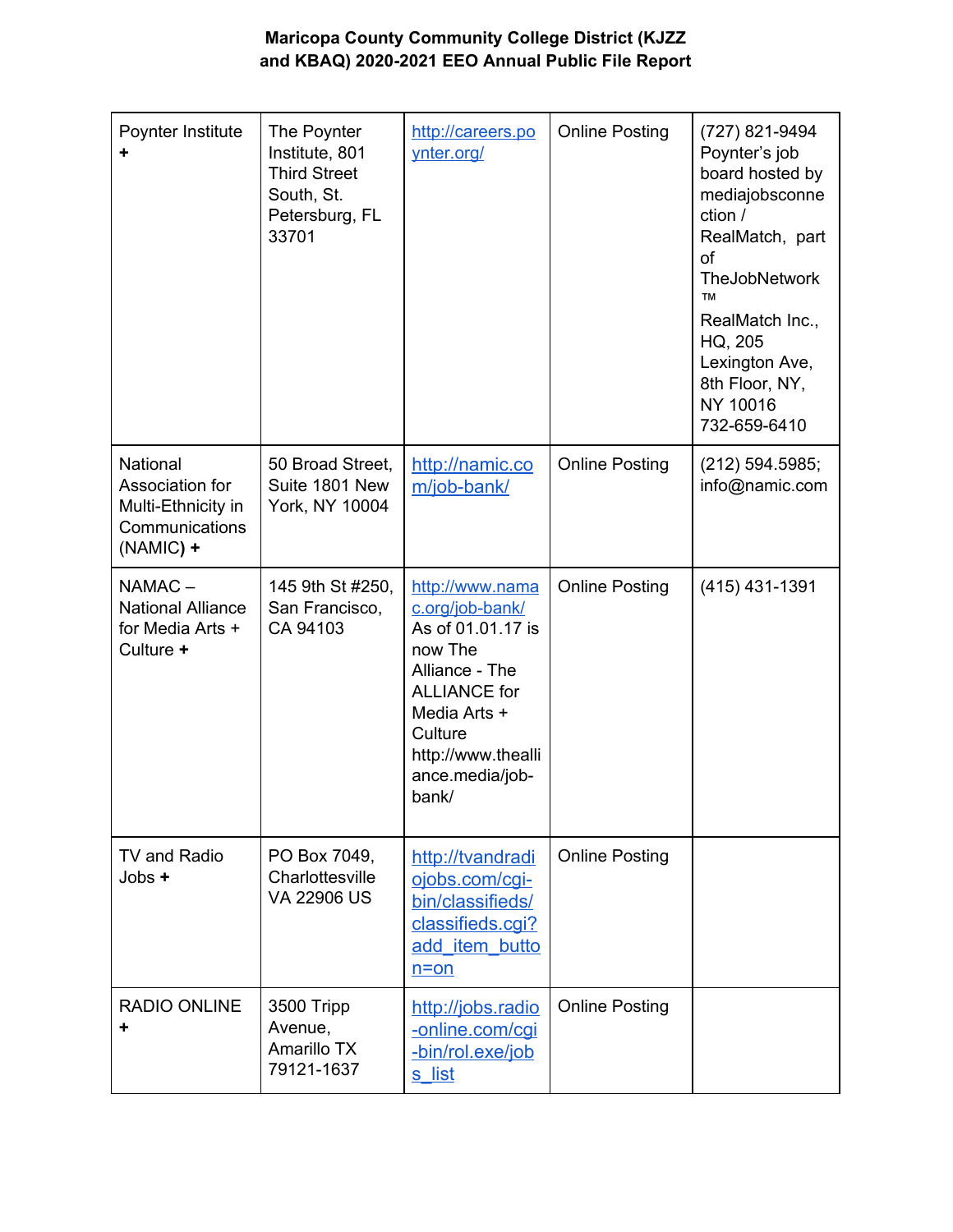**Maricopa County Community College District (KJZZ and KBAQ) 2020-2021 EEO Annual Public File Report**

| | | | | |
|---|---|---|---|---|
| Poynter Institute **+** | The Poynter Institute, 801 Third Street South, St. Petersburg, FL 33701 | http://careers.poynter.org/ | Online Posting | (727) 821-9494 Poynter's job board hosted by mediajobsconnection / RealMatch, part of TheJobNetwork ™ RealMatch Inc., HQ, 205 Lexington Ave, 8th Floor, NY, NY 10016 732-659-6410 |
| National Association for Multi-Ethnicity in Communications (NAMIC**) +** | 50 Broad Street, Suite 1801 New York, NY 10004 | http://namic.com/job-bank/ | Online Posting | (212) 594.5985; info@namic.com |
| NAMAC – National Alliance for Media Arts + Culture **+** | 145 9th St #250, San Francisco, CA 94103 | http://www.namac.org/job-bank/ As of 01.01.17 is now The Alliance - The ALLIANCE for Media Arts + Culture http://www.thealliance.media/job-bank/ | Online Posting | (415) 431-1391 |
| TV and Radio Jobs **+** | PO Box 7049, Charlottesville VA 22906 US | http://tvandradiojobs.com/cgi-bin/classifieds/classifieds.cgi?add_item_button=on | Online Posting | |
| RADIO ONLINE **+** | 3500 Tripp Avenue, Amarillo TX 79121-1637 | http://jobs.radio-online.com/cgi-bin/rol.exe/jobs_list | Online Posting | |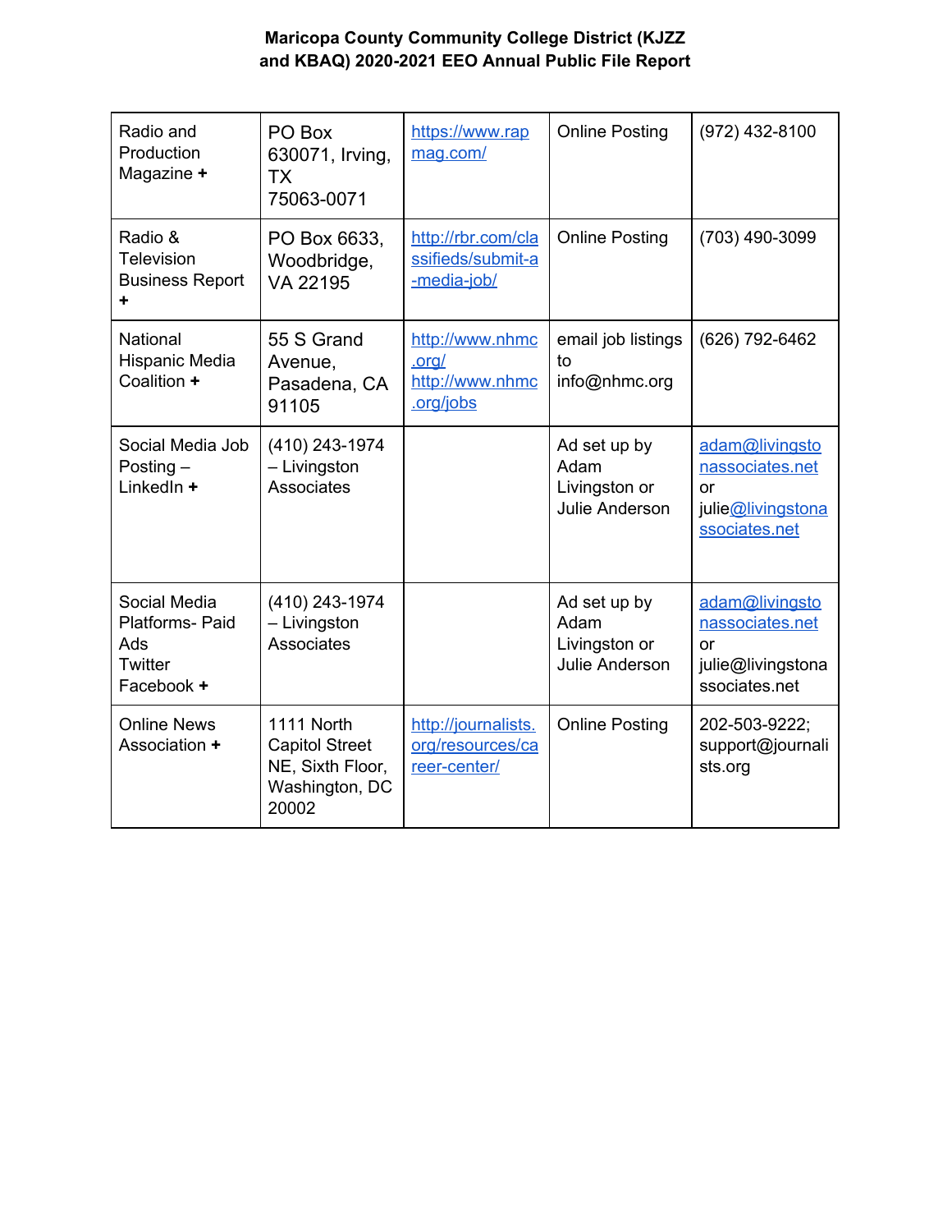**Maricopa County Community College District (KJZZ and KBAQ) 2020-2021 EEO Annual Public File Report**

| | | | | |
|---|---|---|---|---|
| Radio and Production Magazine **+** | PO Box 630071, Irving, TX 75063-0071 | https://www.rapmag.com/ | Online Posting | (972) 432-8100 |
| Radio & Television Business Report **+** | PO Box 6633, Woodbridge, VA 22195 | http://rbr.com/classifieds/submit-a-media-job/ | Online Posting | (703) 490-3099 |
| National Hispanic Media Coalition **+** | 55 S Grand Avenue, Pasadena, CA 91105 | http://www.nhmc.org/ http://www.nhmc.org/jobs | email job listings to info@nhmc.org | (626) 792-6462 |
| Social Media Job Posting – LinkedIn **+** | (410) 243-1974 – Livingston Associates | | Ad set up by Adam Livingston or Julie Anderson | adam@livingstonassociates.net or julie@livingstonassociates.net |
| Social Media Platforms- Paid Ads Twitter Facebook **+** | (410) 243-1974 – Livingston Associates | | Ad set up by Adam Livingston or Julie Anderson | adam@livingstonassociates.net or julie@livingstonassociates.net |
| Online News Association **+** | 1111 North Capitol Street NE, Sixth Floor, Washington, DC 20002 | http://journalists.org/resources/career-center/ | Online Posting | 202-503-9222; support@journalists.org |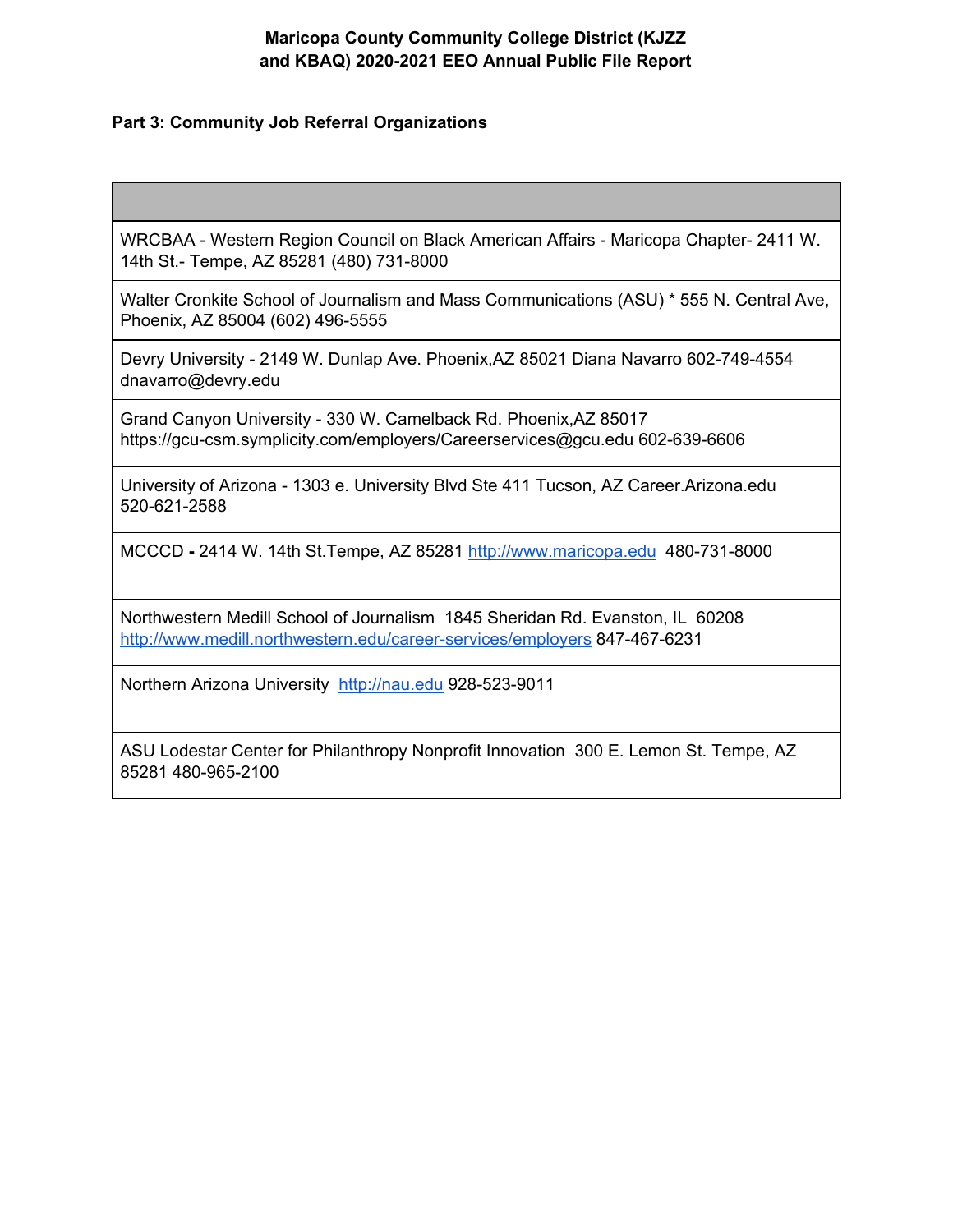**Maricopa County Community College District (KJZZ and KBAQ) 2020-2021 EEO Annual Public File Report**

**Part 3: Community Job Referral Organizations**

| |
|---|
| WRCBAA - Western Region Council on Black American Affairs - Maricopa Chapter- 2411 W. 14th St.- Tempe, AZ 85281 (480) 731-8000 |
| Walter Cronkite School of Journalism and Mass Communications (ASU) * 555 N. Central Ave, Phoenix, AZ 85004 (602) 496-5555 |
| Devry University - 2149 W. Dunlap Ave. Phoenix,AZ 85021 Diana Navarro 602-749-4554 dnavarro@devry.edu |
| Grand Canyon University - 330 W. Camelback Rd. Phoenix,AZ 85017 https://gcu-csm.symplicity.com/employers/Careerservices@gcu.edu 602-639-6606 |
| University of Arizona - 1303 e. University Blvd Ste 411 Tucson, AZ Career.Arizona.edu 520-621-2588 |
| MCCCD **-** 2414 W. 14th St.Tempe, AZ 85281 http://www.maricopa.edu 480-731-8000 |
| Northwestern Medill School of Journalism 1845 Sheridan Rd. Evanston, IL 60208 http://www.medill.northwestern.edu/career-services/employers 847-467-6231 |
| Northern Arizona University http://nau.edu 928-523-9011 |
| ASU Lodestar Center for Philanthropy Nonprofit Innovation 300 E. Lemon St. Tempe, AZ 85281 480-965-2100 |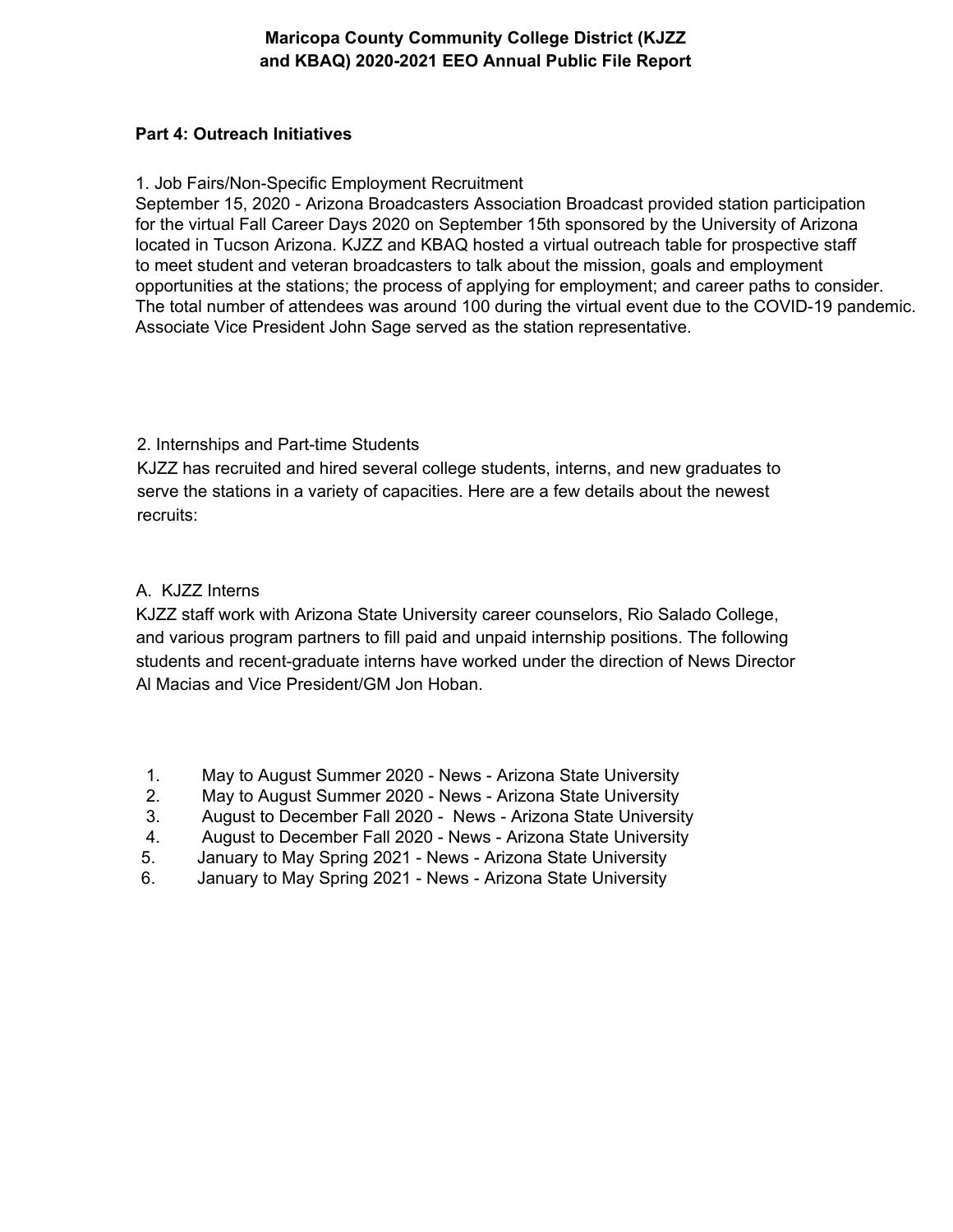**Maricopa County Community College District (KJZZ and KBAQ) 2020-2021 EEO Annual Public File Report**

**Part 4: Outreach Initiatives**

1. Job Fairs/Non-Specific Employment Recruitment

September 15, 2020 - Arizona Broadcasters Association Broadcast provided station participation for the virtual Fall Career Days 2020 on September 15th sponsored by the University of Arizona located in Tucson Arizona. KJZZ and KBAQ hosted a virtual outreach table for prospective staff to meet student and veteran broadcasters to talk about the mission, goals and employment opportunities at the stations; the process of applying for employment; and career paths to consider. The total number of attendees was around 100 during the virtual event due to the COVID-19 pandemic. Associate Vice President John Sage served as the station representative.

2. Internships and Part-time Students

KJZZ has recruited and hired several college students, interns, and new graduates to serve the stations in a variety of capacities. Here are a few details about the newest recruits:

A. KJZZ Interns

KJZZ staff work with Arizona State University career counselors, Rio Salado College, and various program partners to fill paid and unpaid internship positions. The following students and recent-graduate interns have worked under the direction of News Director Al Macias and Vice President/GM Jon Hoban.

1. May to August Summer 2020 - News - Arizona State University
2. May to August Summer 2020 - News - Arizona State University
3. August to December Fall 2020 - News - Arizona State University
4. August to December Fall 2020 - News - Arizona State University
5. January to May Spring 2021 - News - Arizona State University
6. January to May Spring 2021 - News - Arizona State University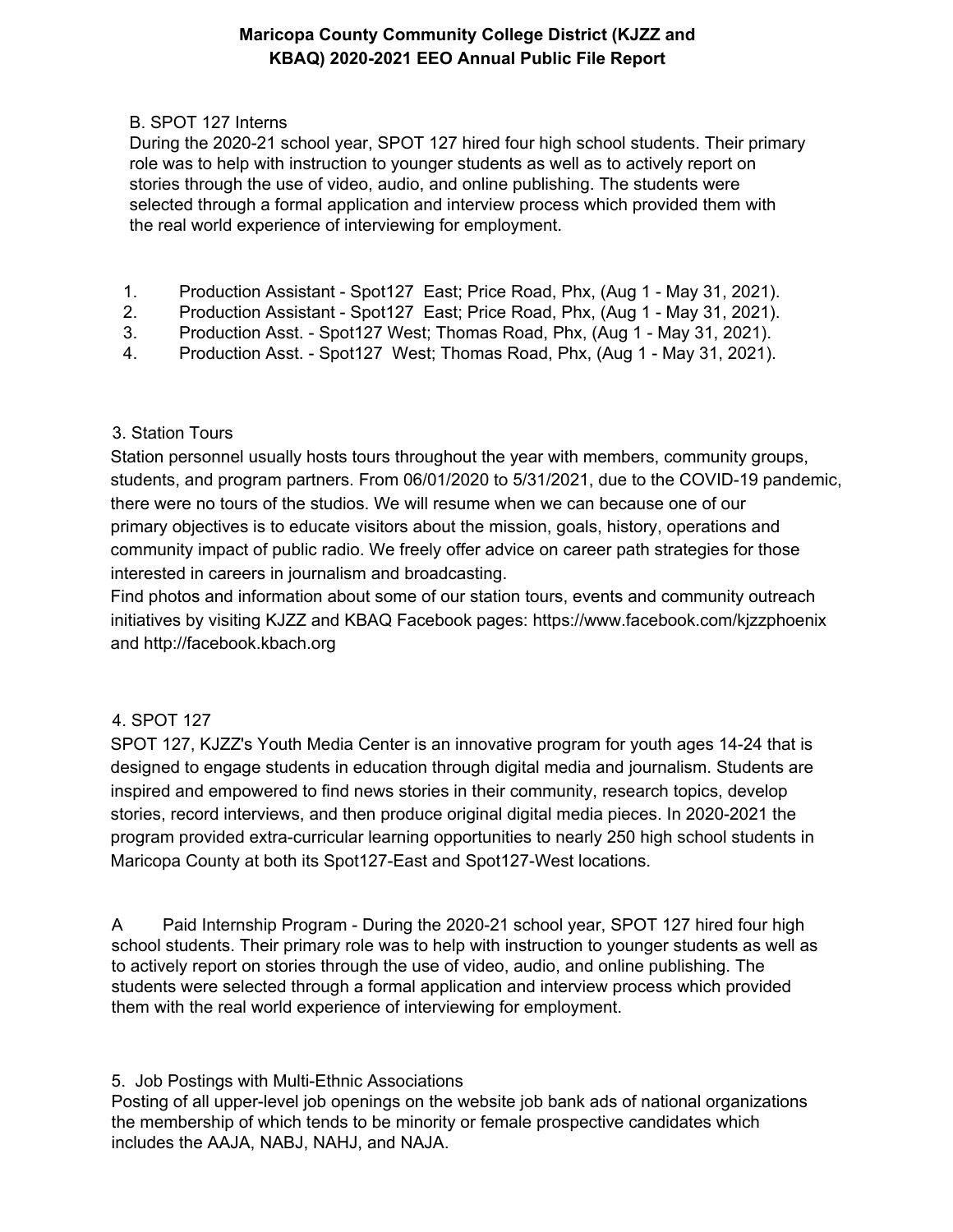B. SPOT 127 Interns

During the 2020-21 school year, SPOT 127 hired four high school students. Their primary role was to help with instruction to younger students as well as to actively report on stories through the use of video, audio, and online publishing. The students were selected through a formal application and interview process which provided them with the real world experience of interviewing for employment.

1. Production Assistant - Spot127 East; Price Road, Phx, (Aug 1 - May 31, 2021).
2. Production Assistant - Spot127 East; Price Road, Phx, (Aug 1 - May 31, 2021).
3. Production Asst. - Spot127 West; Thomas Road, Phx, (Aug 1 - May 31, 2021).
4. Production Asst. - Spot127 West; Thomas Road, Phx, (Aug 1 - May 31, 2021).

3. Station Tours

Station personnel usually hosts tours throughout the year with members, community groups, students, and program partners. From 06/01/2020 to 5/31/2021, due to the COVID-19 pandemic, there were no tours of the studios. We will resume when we can because one of our primary objectives is to educate visitors about the mission, goals, history, operations and community impact of public radio. We freely offer advice on career path strategies for those interested in careers in journalism and broadcasting.

Find photos and information about some of our station tours, events and community outreach initiatives by visiting KJZZ and KBAQ Facebook pages: https://www.facebook.com/kjzzphoenix and http://facebook.kbach.org

4. SPOT 127

SPOT 127, KJZZ's Youth Media Center is an innovative program for youth ages 14-24 that is designed to engage students in education through digital media and journalism. Students are inspired and empowered to find news stories in their community, research topics, develop stories, record interviews, and then produce original digital media pieces. In 2020-2021 the program provided extra-curricular learning opportunities to nearly 250 high school students in Maricopa County at both its Spot127-East and Spot127-West locations.

A Paid Internship Program - During the 2020-21 school year, SPOT 127 hired four high school students. Their primary role was to help with instruction to younger students as well as to actively report on stories through the use of video, audio, and online publishing. The students were selected through a formal application and interview process which provided them with the real world experience of interviewing for employment.

5. Job Postings with Multi-Ethnic Associations

Posting of all upper-level job openings on the website job bank ads of national organizations the membership of which tends to be minority or female prospective candidates which includes the AAJA, NABJ, NAHJ, and NAJA.